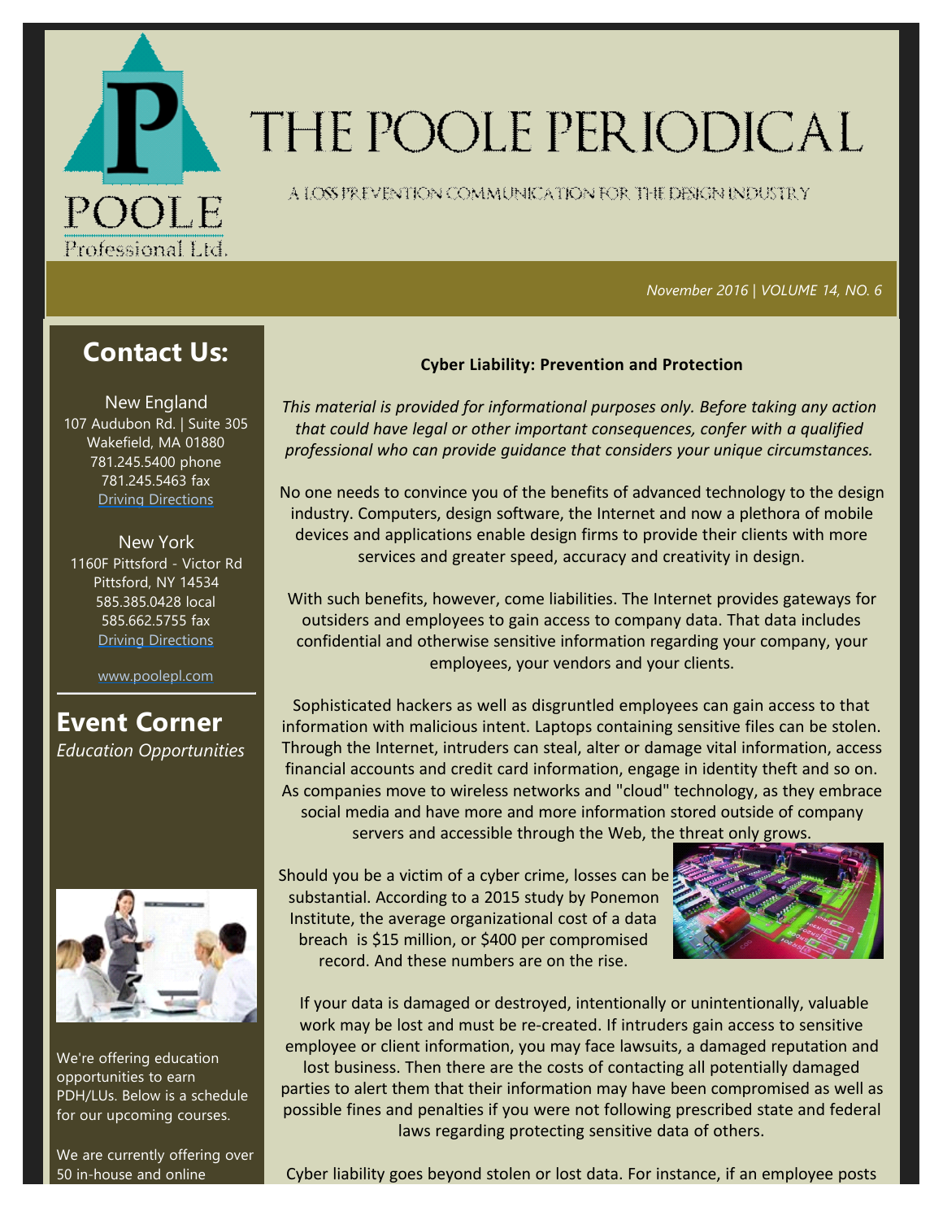# THE POOLE PERIODICAL

A LOSS PREVENTION COMMUNICATION FOR THE DESIGN INDUSTRY

*November 2016 | VOLUME 14, NO. 6*

## Contact Us:

New England
107 Audubon Rd. | Suite 305
Wakefield, MA 01880
781.245.5400 phone
781.245.5463 fax
Driving Directions

New York
1160F Pittsford - Victor Rd
Pittsford, NY 14534
585.385.0428 local
585.662.5755 fax
Driving Directions

www.poolepl.com

## Event Corner

*Education Opportunities*

We're offering education opportunities to earn PDH/LUs. Below is a schedule for our upcoming courses.

We are currently offering over 50 in-house and online

**Cyber Liability: Prevention and Protection**

*This material is provided for informational purposes only. Before taking any action that could have legal or other important consequences, confer with a qualified professional who can provide guidance that considers your unique circumstances.*

No one needs to convince you of the benefits of advanced technology to the design industry. Computers, design software, the Internet and now a plethora of mobile devices and applications enable design firms to provide their clients with more services and greater speed, accuracy and creativity in design.

With such benefits, however, come liabilities. The Internet provides gateways for outsiders and employees to gain access to company data. That data includes confidential and otherwise sensitive information regarding your company, your employees, your vendors and your clients.

Sophisticated hackers as well as disgruntled employees can gain access to that information with malicious intent. Laptops containing sensitive files can be stolen. Through the Internet, intruders can steal, alter or damage vital information, access financial accounts and credit card information, engage in identity theft and so on. As companies move to wireless networks and "cloud" technology, as they embrace social media and have more and more information stored outside of company servers and accessible through the Web, the threat only grows.

Should you be a victim of a cyber crime, losses can be substantial. According to a 2015 study by Ponemon Institute, the average organizational cost of a data breach is $15 million, or $400 per compromised record. And these numbers are on the rise.

If your data is damaged or destroyed, intentionally or unintentionally, valuable work may be lost and must be re-created. If intruders gain access to sensitive employee or client information, you may face lawsuits, a damaged reputation and lost business. Then there are the costs of contacting all potentially damaged parties to alert them that their information may have been compromised as well as possible fines and penalties if you were not following prescribed state and federal laws regarding protecting sensitive data of others.

Cyber liability goes beyond stolen or lost data. For instance, if an employee posts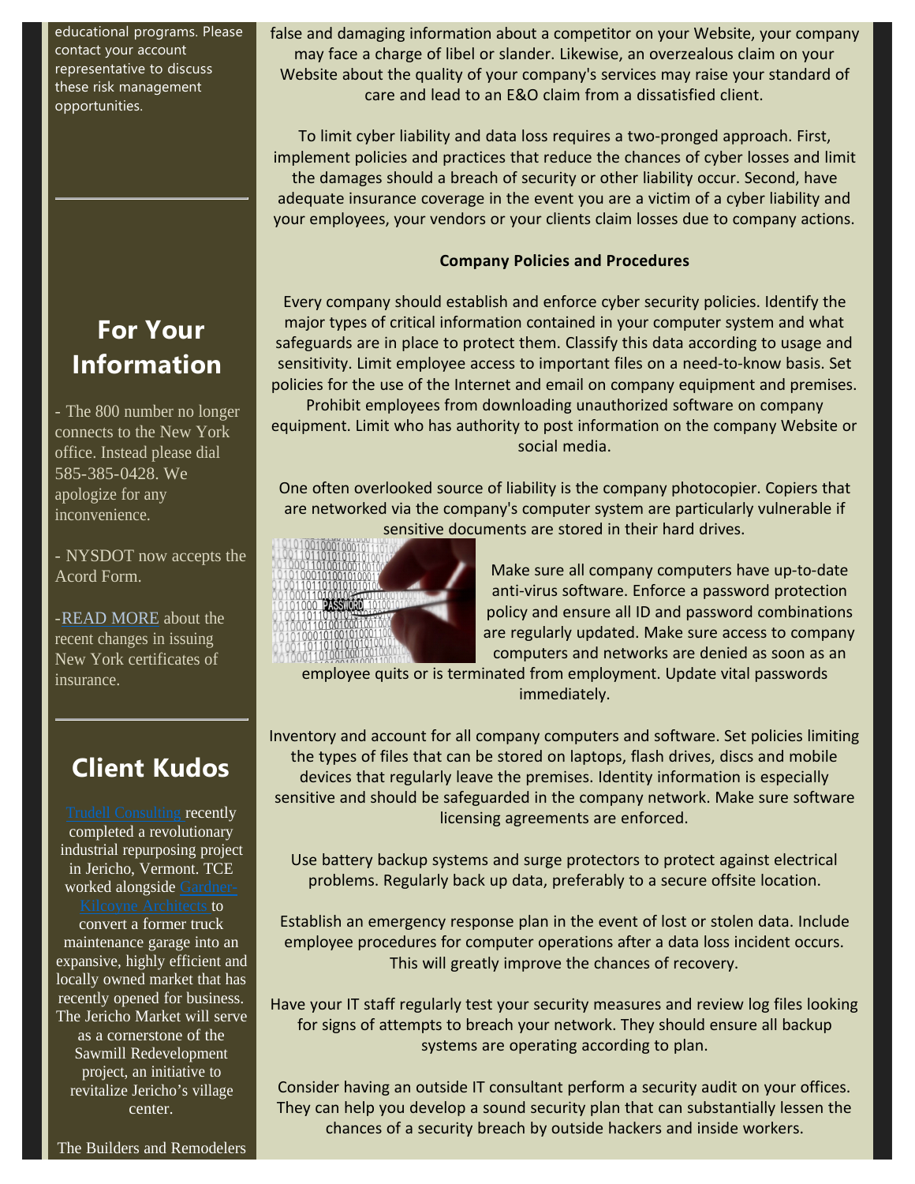educational programs. Please contact your account representative to discuss these risk management opportunities.

## For Your Information

- The 800 number no longer connects to the New York office. Instead please dial 585-385-0428. We apologize for any inconvenience.

- NYSDOT now accepts the Acord Form.

-READ MORE about the recent changes in issuing New York certificates of insurance.

## Client Kudos

Trudell Consulting recently completed a revolutionary industrial repurposing project in Jericho, Vermont. TCE worked alongside Gardner-Kilcoyne Architects to convert a former truck maintenance garage into an expansive, highly efficient and locally owned market that has recently opened for business. The Jericho Market will serve as a cornerstone of the Sawmill Redevelopment project, an initiative to revitalize Jericho's village center.

The Builders and Remodelers

false and damaging information about a competitor on your Website, your company may face a charge of libel or slander. Likewise, an overzealous claim on your Website about the quality of your company's services may raise your standard of care and lead to an E&O claim from a dissatisfied client.

To limit cyber liability and data loss requires a two-pronged approach. First, implement policies and practices that reduce the chances of cyber losses and limit the damages should a breach of security or other liability occur. Second, have adequate insurance coverage in the event you are a victim of a cyber liability and your employees, your vendors or your clients claim losses due to company actions.

**Company Policies and Procedures**

Every company should establish and enforce cyber security policies. Identify the major types of critical information contained in your computer system and what safeguards are in place to protect them. Classify this data according to usage and sensitivity. Limit employee access to important files on a need-to-know basis. Set policies for the use of the Internet and email on company equipment and premises. Prohibit employees from downloading unauthorized software on company equipment. Limit who has authority to post information on the company Website or social media.

One often overlooked source of liability is the company photocopier. Copiers that are networked via the company's computer system are particularly vulnerable if sensitive documents are stored in their hard drives.

Make sure all company computers have up-to-date anti-virus software. Enforce a password protection policy and ensure all ID and password combinations are regularly updated. Make sure access to company computers and networks are denied as soon as an employee quits or is terminated from employment. Update vital passwords immediately.

Inventory and account for all company computers and software. Set policies limiting the types of files that can be stored on laptops, flash drives, discs and mobile devices that regularly leave the premises. Identity information is especially sensitive and should be safeguarded in the company network. Make sure software licensing agreements are enforced.

Use battery backup systems and surge protectors to protect against electrical problems. Regularly back up data, preferably to a secure offsite location.

Establish an emergency response plan in the event of lost or stolen data. Include employee procedures for computer operations after a data loss incident occurs. This will greatly improve the chances of recovery.

Have your IT staff regularly test your security measures and review log files looking for signs of attempts to breach your network. They should ensure all backup systems are operating according to plan.

Consider having an outside IT consultant perform a security audit on your offices. They can help you develop a sound security plan that can substantially lessen the chances of a security breach by outside hackers and inside workers.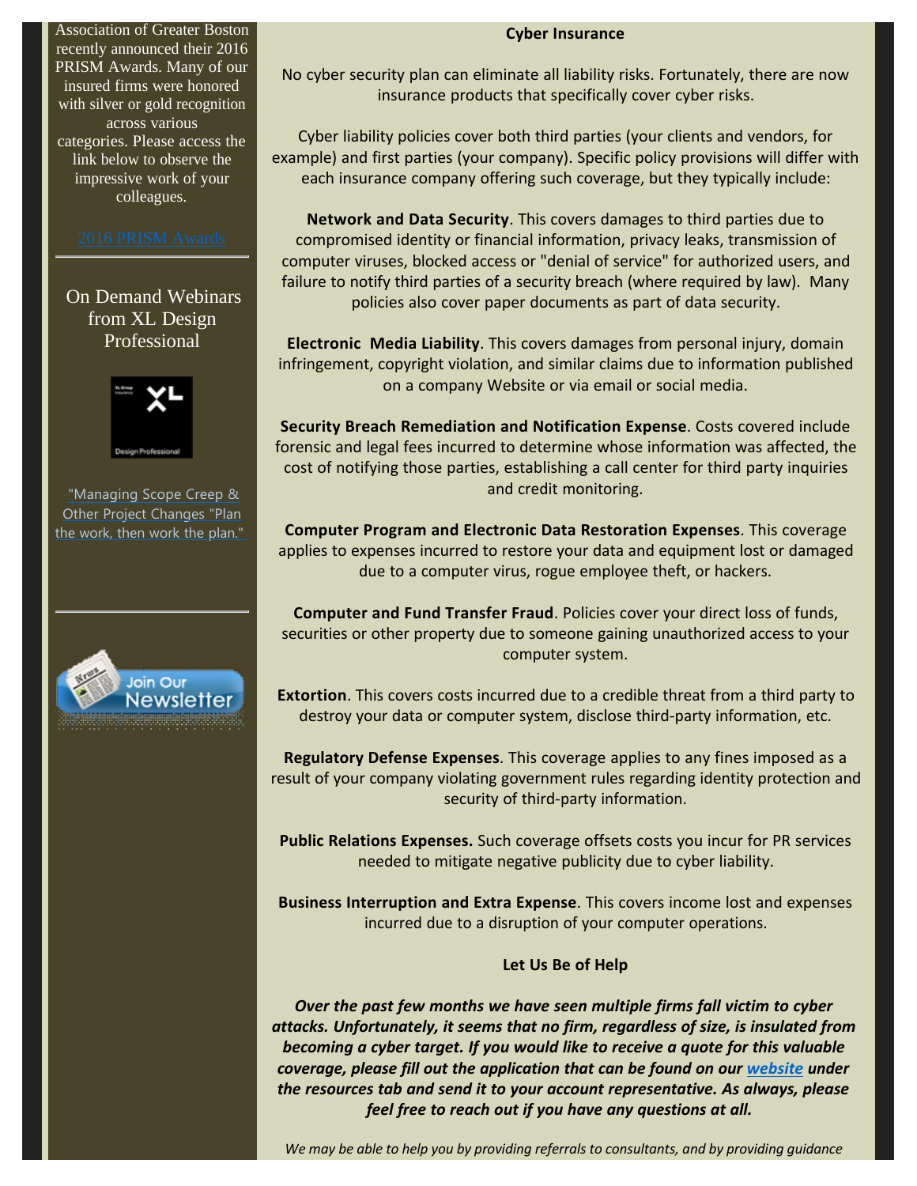Association of Greater Boston recently announced their 2016 PRISM Awards. Many of our insured firms were honored with silver or gold recognition across various categories. Please access the link below to observe the impressive work of your colleagues.

2016 PRISM Awards

---

On Demand Webinars from XL Design Professional

"Managing Scope Creep & Other Project Changes "Plan the work, then work the plan."

---

**Cyber Insurance**

No cyber security plan can eliminate all liability risks. Fortunately, there are now insurance products that specifically cover cyber risks.

Cyber liability policies cover both third parties (your clients and vendors, for example) and first parties (your company). Specific policy provisions will differ with each insurance company offering such coverage, but they typically include:

**Network and Data Security**. This covers damages to third parties due to compromised identity or financial information, privacy leaks, transmission of computer viruses, blocked access or "denial of service" for authorized users, and failure to notify third parties of a security breach (where required by law). Many policies also cover paper documents as part of data security.

**Electronic Media Liability**. This covers damages from personal injury, domain infringement, copyright violation, and similar claims due to information published on a company Website or via email or social media.

**Security Breach Remediation and Notification Expense**. Costs covered include forensic and legal fees incurred to determine whose information was affected, the cost of notifying those parties, establishing a call center for third party inquiries and credit monitoring.

**Computer Program and Electronic Data Restoration Expenses**. This coverage applies to expenses incurred to restore your data and equipment lost or damaged due to a computer virus, rogue employee theft, or hackers.

**Computer and Fund Transfer Fraud**. Policies cover your direct loss of funds, securities or other property due to someone gaining unauthorized access to your computer system.

**Extortion**. This covers costs incurred due to a credible threat from a third party to destroy your data or computer system, disclose third-party information, etc.

**Regulatory Defense Expenses**. This coverage applies to any fines imposed as a result of your company violating government rules regarding identity protection and security of third-party information.

**Public Relations Expenses.** Such coverage offsets costs you incur for PR services needed to mitigate negative publicity due to cyber liability.

**Business Interruption and Extra Expense**. This covers income lost and expenses incurred due to a disruption of your computer operations.

**Let Us Be of Help**

***Over the past few months we have seen multiple firms fall victim to cyber attacks. Unfortunately, it seems that no firm, regardless of size, is insulated from becoming a cyber target. If you would like to receive a quote for this valuable coverage, please fill out the application that can be found on our website under the resources tab and send it to your account representative. As always, please feel free to reach out if you have any questions at all.***

*We may be able to help you by providing referrals to consultants, and by providing guidance*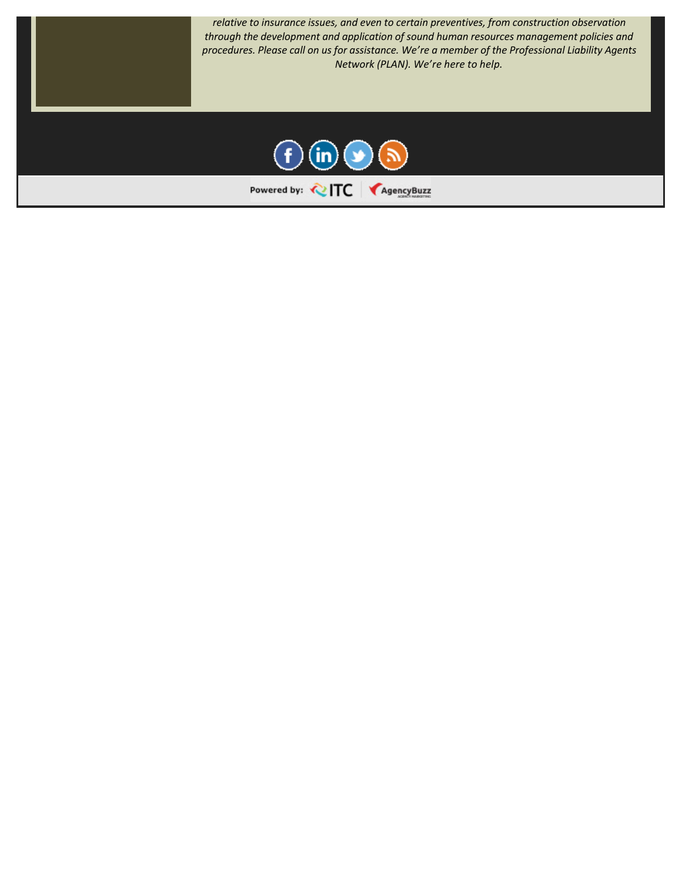*relative to insurance issues, and even to certain preventives, from construction observation through the development and application of sound human resources management policies and procedures. Please call on us for assistance. We're a member of the Professional Liability Agents Network (PLAN). We're here to help.*

Powered by: ITC AgencyBuzz